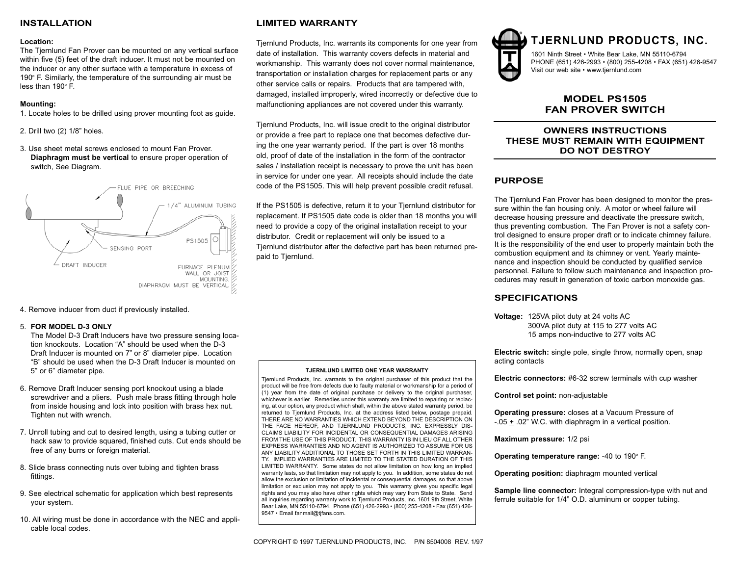# TJERNLUND PRODUCTS, INC.

1601 Ninth Street • White Bear Lake, MN 55110-6794
PHONE (651) 426-2993 • (800) 255-4208 • FAX (651) 426-9547
Visit our web site • www.tjernlund.com

## MODEL PS1505 FAN PROVER SWITCH

### OWNERS INSTRUCTIONS THESE MUST REMAIN WITH EQUIPMENT DO NOT DESTROY

## PURPOSE

The Tjernlund Fan Prover has been designed to monitor the pressure within the fan housing only. A motor or wheel failure will decrease housing pressure and deactivate the pressure switch, thus preventing combustion. The Fan Prover is not a safety control designed to ensure proper draft or to indicate chimney failure. It is the responsibility of the end user to properly maintain both the combustion equipment and its chimney or vent. Yearly maintenance and inspection should be conducted by qualified service personnel. Failure to follow such maintenance and inspection procedures may result in generation of toxic carbon monoxide gas.

## SPECIFICATIONS

**Voltage:** 125VA pilot duty at 24 volts AC
300VA pilot duty at 115 to 277 volts AC
15 amps non-inductive to 277 volts AC

**Electric switch:** single pole, single throw, normally open, snap acting contacts

**Electric connectors:** #6-32 screw terminals with cup washer

**Control set point:** non-adjustable

**Operating pressure:** closes at a Vacuum Pressure of -.05 ± .02" W.C. with diaphragm in a vertical position.

**Maximum pressure:** 1/2 psi

**Operating temperature range:** -40 to 190° F.

**Operating position:** diaphragm mounted vertical

**Sample line connector:** Integral compression-type with nut and ferrule suitable for 1/4" O.D. aluminum or copper tubing.

## INSTALLATION

**Location:**
The Tjernlund Fan Prover can be mounted on any vertical surface within five (5) feet of the draft inducer. It must not be mounted on the inducer or any other surface with a temperature in excess of 190° F. Similarly, the temperature of the surrounding air must be less than 190° F.

**Mounting:**

1. Locate holes to be drilled using prover mounting foot as guide.

2. Drill two (2) 1/8" holes.

3. Use sheet metal screws enclosed to mount Fan Prover. **Diaphragm must be vertical** to ensure proper operation of switch, See Diagram.

FLUE PIPE OR BREECHING — 1/4" ALUMINUM TUBING — PS1505 — SENSING PORT — DRAFT INDUCER — FURNACE PLENUM WALL OR JOIST MOUNTING. DIAPHRAGM MUST BE VERTICAL.

4. Remove inducer from duct if previously installed.

5. **FOR MODEL D-3 ONLY**
   The Model D-3 Draft Inducers have two pressure sensing location knockouts. Location "A" should be used when the D-3 Draft Inducer is mounted on 7" or 8" diameter pipe. Location "B" should be used when the D-3 Draft Inducer is mounted on 5" or 6" diameter pipe.

6. Remove Draft Inducer sensing port knockout using a blade screwdriver and a pliers. Push male brass fitting through hole from inside housing and lock into position with brass hex nut. Tighten nut with wrench.

7. Unroll tubing and cut to desired length, using a tubing cutter or hack saw to provide squared, finished cuts. Cut ends should be free of any burrs or foreign material.

8. Slide brass connecting nuts over tubing and tighten brass fittings.

9. See electrical schematic for application which best represents your system.

10. All wiring must be done in accordance with the NEC and applicable local codes.

## LIMITED WARRANTY

Tjernlund Products, Inc. warrants its components for one year from date of installation. This warranty covers defects in material and workmanship. This warranty does not cover normal maintenance, transportation or installation charges for replacement parts or any other service calls or repairs. Products that are tampered with, damaged, installed improperly, wired incorrectly or defective due to malfunctioning appliances are not covered under this warranty.

Tjernlund Products, Inc. will issue credit to the original distributor or provide a free part to replace one that becomes defective during the one year warranty period. If the part is over 18 months old, proof of date of the installation in the form of the contractor sales / installation receipt is necessary to prove the unit has been in service for under one year. All receipts should include the date code of the PS1505. This will help prevent possible credit refusal.

If the PS1505 is defective, return it to your Tjernlund distributor for replacement. If PS1505 date code is older than 18 months you will need to provide a copy of the original installation receipt to your distributor. Credit or replacement will only be issued to a Tjernlund distributor after the defective part has been returned prepaid to Tjernlund.

**TJERNLUND LIMITED ONE YEAR WARRANTY**

Tjernlund Products, Inc. warrants to the original purchaser of this product that the product will be free from defects due to faulty material or workmanship for a period of (1) year from the date of original purchase or delivery to the original purchaser, whichever is earlier. Remedies under this warranty are limited to repairing or replacing, at our option, any product which shall, within the above stated warranty period, be returned to Tjernlund Products, Inc. at the address listed below, postage prepaid. THERE ARE NO WARRANTIES WHICH EXTEND BEYOND THE DESCRIPTION ON THE FACE HEREOF, AND TJERNLUND PRODUCTS, INC. EXPRESSLY DISCLAIMS LIABILITY FOR INCIDENTAL OR CONSEQUENTIAL DAMAGES ARISING FROM THE USE OF THIS PRODUCT. THIS WARRANTY IS IN LIEU OF ALL OTHER EXPRESS WARRANTIES AND NO AGENT IS AUTHORIZED TO ASSUME FOR US ANY LIABILITY ADDITIONAL TO THOSE SET FORTH IN THIS LIMITED WARRANTY. IMPLIED WARRANTIES ARE LIMITED TO THE STATED DURATION OF THIS LIMITED WARRANTY. Some states do not allow limitation on how long an implied warranty lasts, so that limitation may not apply to you. In addition, some states do not allow the exclusion or limitation of incidental or consequential damages, so that above limitation or exclusion may not apply to you. This warranty gives you specific legal rights and you may also have other rights which may vary from State to State. Send all inquiries regarding warranty work to Tjernlund Products, Inc. 1601 9th Street, White Bear Lake, MN 55110-6794. Phone (651) 426-2993 • (800) 255-4208 • Fax (651) 426-9547 • Email fanmail@tjfans.com.

COPYRIGHT © 1997 TJERNLUND PRODUCTS, INC. P/N 8504008 REV. 1/97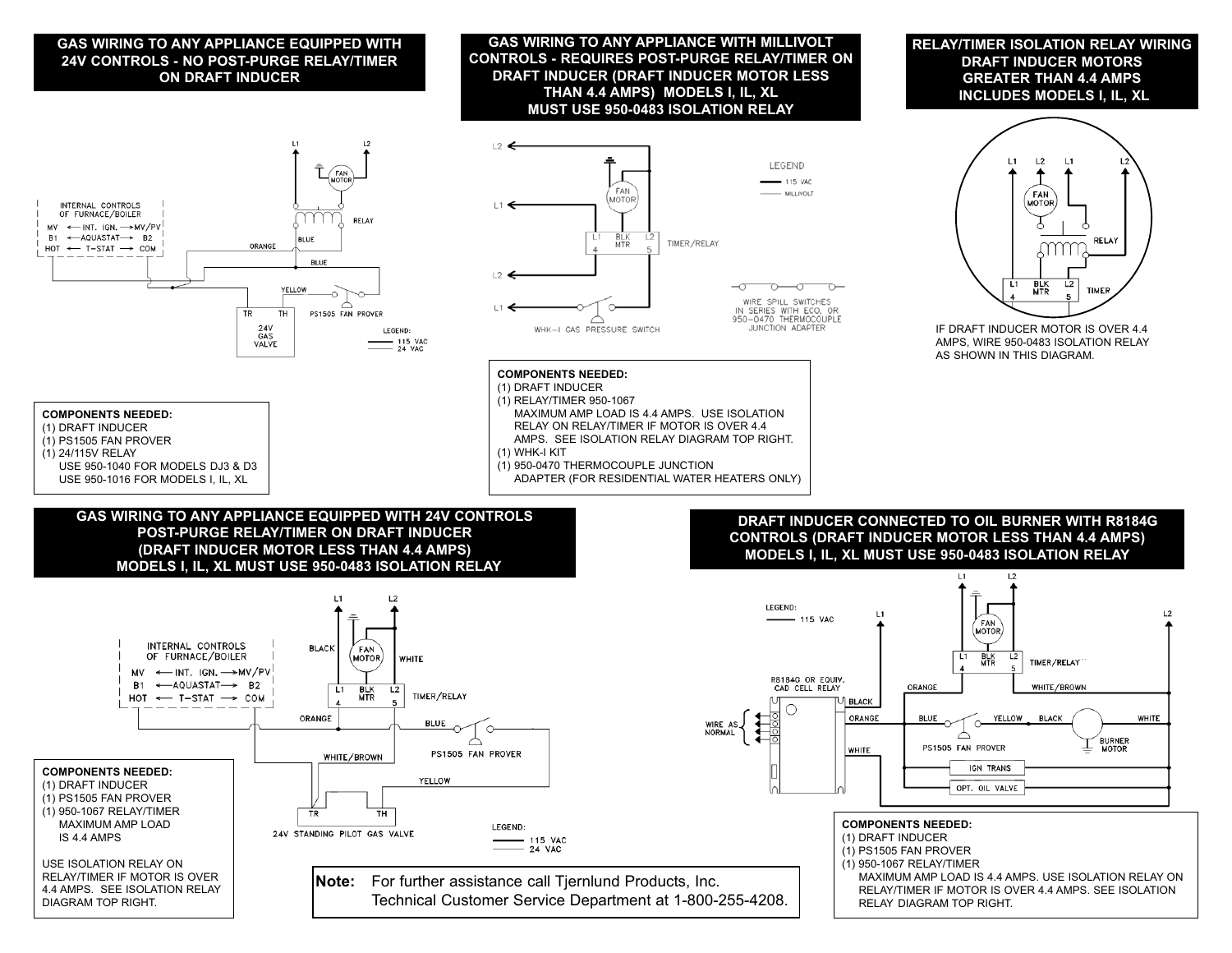## GAS WIRING TO ANY APPLIANCE EQUIPPED WITH 24V CONTROLS - NO POST-PURGE RELAY/TIMER ON DRAFT INDUCER

L1
L2
FAN MOTOR
INTERNAL CONTROLS OF FURNACE/BOILER
MV ← INT. IGN. → MV/PV
B1 ← AQUASTAT → B2
HOT ← T-STAT → COM
RELAY
BLUE
ORANGE
BLUE
YELLOW
TR
TH
24V GAS VALVE
PS1505 FAN PROVER
LEGEND:
115 VAC
24 VAC

**COMPONENTS NEEDED:**
(1) DRAFT INDUCER
(1) PS1505 FAN PROVER
(1) 24/115V RELAY
USE 950-1040 FOR MODELS DJ3 & D3
USE 950-1016 FOR MODELS I, IL, XL

## GAS WIRING TO ANY APPLIANCE WITH MILLIVOLT CONTROLS - REQUIRES POST-PURGE RELAY/TIMER ON DRAFT INDUCER (DRAFT INDUCER MOTOR LESS THAN 4.4 AMPS) MODELS I, IL, XL MUST USE 950-0483 ISOLATION RELAY

L2
L1
L2
L1
FAN MOTOR
L1 4
BLK MTR
L2 5
TIMER/RELAY
WHK-I GAS PRESSURE SWITCH
LEGEND
115 VAC
MILLIVOLT
WIRE SPILL SWITCHES IN SERIES WITH ECO, OR 950-0470 THERMOCOUPLE JUNCTION ADAPTER

**COMPONENTS NEEDED:**
(1) DRAFT INDUCER
(1) RELAY/TIMER 950-1067
MAXIMUM AMP LOAD IS 4.4 AMPS. USE ISOLATION RELAY ON RELAY/TIMER IF MOTOR IS OVER 4.4 AMPS. SEE ISOLATION RELAY DIAGRAM TOP RIGHT.
(1) WHK-I KIT
(1) 950-0470 THERMOCOUPLE JUNCTION ADAPTER (FOR RESIDENTIAL WATER HEATERS ONLY)

## RELAY/TIMER ISOLATION RELAY WIRING DRAFT INDUCER MOTORS GREATER THAN 4.4 AMPS INCLUDES MODELS I, IL, XL

L1
L2
L1
L2
FAN MOTOR
RELAY
L1 4
BLK MTR
L2 5
TIMER

IF DRAFT INDUCER MOTOR IS OVER 4.4 AMPS, WIRE 950-0483 ISOLATION RELAY AS SHOWN IN THIS DIAGRAM.

## GAS WIRING TO ANY APPLIANCE EQUIPPED WITH 24V CONTROLS POST-PURGE RELAY/TIMER ON DRAFT INDUCER (DRAFT INDUCER MOTOR LESS THAN 4.4 AMPS) MODELS I, IL, XL MUST USE 950-0483 ISOLATION RELAY

L1
L2
BLACK
FAN MOTOR
WHITE
INTERNAL CONTROLS OF FURNACE/BOILER
MV ← INT. IGN. → MV/PV
B1 ← AQUASTAT → B2
HOT ← T-STAT → COM
L1 4
BLK MTR
L2 5
TIMER/RELAY
ORANGE
BLUE
PS1505 FAN PROVER
WHITE/BROWN
YELLOW
TR
TH
24V STANDING PILOT GAS VALVE
LEGEND:
115 VAC
24 VAC

**COMPONENTS NEEDED:**
(1) DRAFT INDUCER
(1) PS1505 FAN PROVER
(1) 950-1067 RELAY/TIMER
MAXIMUM AMP LOAD IS 4.4 AMPS

USE ISOLATION RELAY ON RELAY/TIMER IF MOTOR IS OVER 4.4 AMPS. SEE ISOLATION RELAY DIAGRAM TOP RIGHT.

## DRAFT INDUCER CONNECTED TO OIL BURNER WITH R8184G CONTROLS (DRAFT INDUCER MOTOR LESS THAN 4.4 AMPS) MODELS I, IL, XL MUST USE 950-0483 ISOLATION RELAY

LEGEND:
115 VAC
L1
L2
L1
L2
FAN MOTOR
L1 4
BLK MTR
L2 5
TIMER/RELAY
R8184G OR EQUIV. CAD CELL RELAY
WIRE AS NORMAL
BLACK
ORANGE
WHITE
ORANGE
WHITE/BROWN
BLUE
YELLOW
BLACK
WHITE
PS1505 FAN PROVER
BURNER MOTOR
IGN TRANS
OPT. OIL VALVE

**COMPONENTS NEEDED:**
(1) DRAFT INDUCER
(1) PS1505 FAN PROVER
(1) 950-1067 RELAY/TIMER
MAXIMUM AMP LOAD IS 4.4 AMPS. USE ISOLATION RELAY ON RELAY/TIMER IF MOTOR IS OVER 4.4 AMPS. SEE ISOLATION RELAY DIAGRAM TOP RIGHT.

**Note:** For further assistance call Tjernlund Products, Inc. Technical Customer Service Department at 1-800-255-4208.